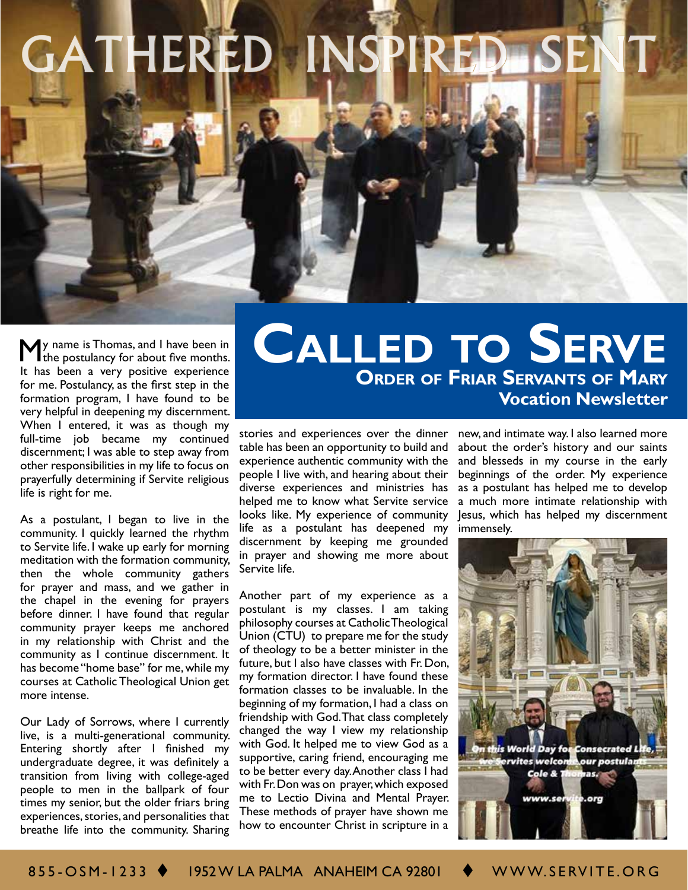# GATHERED INSPIRED SENT

# Called to Serve

## Order of Friar Servants of Mary
## Vocation Newsletter

My name is Thomas, and I have been in the postulancy for about five months. It has been a very positive experience for me. Postulancy, as the first step in the formation program, I have found to be very helpful in deepening my discernment. When I entered, it was as though my full-time job became my continued discernment; I was able to step away from other responsibilities in my life to focus on prayerfully determining if Servite religious life is right for me.

As a postulant, I began to live in the community. I quickly learned the rhythm to Servite life. I wake up early for morning meditation with the formation community, then the whole community gathers for prayer and mass, and we gather in the chapel in the evening for prayers before dinner. I have found that regular community prayer keeps me anchored in my relationship with Christ and the community as I continue discernment. It has become "home base" for me, while my courses at Catholic Theological Union get more intense.

Our Lady of Sorrows, where I currently live, is a multi-generational community. Entering shortly after I finished my undergraduate degree, it was definitely a transition from living with college-aged people to men in the ballpark of four times my senior, but the older friars bring experiences, stories, and personalities that breathe life into the community. Sharing stories and experiences over the dinner table has been an opportunity to build and experience authentic community with the people I live with, and hearing about their diverse experiences and ministries has helped me to know what Servite service looks like. My experience of community life as a postulant has deepened my discernment by keeping me grounded in prayer and showing me more about Servite life.

Another part of my experience as a postulant is my classes. I am taking philosophy courses at Catholic Theological Union (CTU) to prepare me for the study of theology to be a better minister in the future, but I also have classes with Fr. Don, my formation director. I have found these formation classes to be invaluable. In the beginning of my formation, I had a class on friendship with God. That class completely changed the way I view my relationship with God. It helped me to view God as a supportive, caring friend, encouraging me to be better every day. Another class I had with Fr. Don was on prayer, which exposed me to Lectio Divina and Mental Prayer. These methods of prayer have shown me how to encounter Christ in scripture in a new, and intimate way. I also learned more about the order's history and our saints and blesseds in my course in the early beginnings of the order. My experience as a postulant has helped me to develop a much more intimate relationship with Jesus, which has helped my discernment immensely.

On this World Day for Consecrated Life, we Servites welcome our postulants Cole & Thomas.

www.servite.org

855-OSM-1233 ♦ 1952 W LA PALMA ANAHEIM CA 92801 ♦ WWW.SERVITE.ORG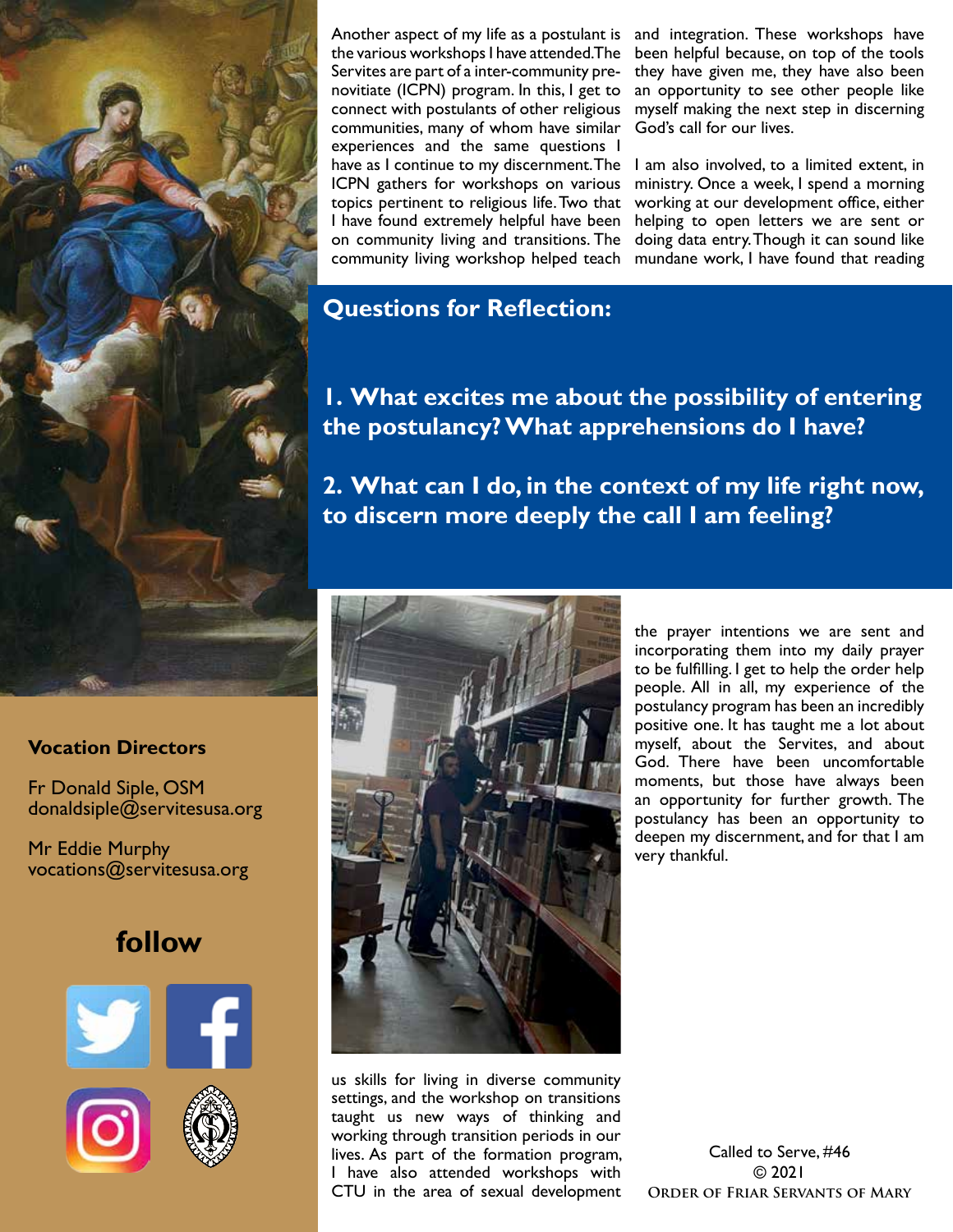Another aspect of my life as a postulant is the various workshops I have attended. The Servites are part of a inter-community pre-novitiate (ICPN) program. In this, I get to connect with postulants of other religious communities, many of whom have similar experiences and the same questions I have as I continue to my discernment. The ICPN gathers for workshops on various topics pertinent to religious life. Two that I have found extremely helpful have been on community living and transitions. The community living workshop helped teach us skills for living in diverse community settings, and the workshop on transitions taught us new ways of thinking and working through transition periods in our lives. As part of the formation program, I have also attended workshops with CTU in the area of sexual development and integration. These workshops have been helpful because, on top of the tools they have given me, they have also been an opportunity to see other people like myself making the next step in discerning God's call for our lives.

I am also involved, to a limited extent, in ministry. Once a week, I spend a morning working at our development office, either helping to open letters we are sent or doing data entry. Though it can sound like mundane work, I have found that reading the prayer intentions we are sent and incorporating them into my daily prayer to be fulfilling. I get to help the order help people. All in all, my experience of the postulancy program has been an incredibly positive one. It has taught me a lot about myself, about the Servites, and about God. There have been uncomfortable moments, but those have always been an opportunity for further growth. The postulancy has been an opportunity to deepen my discernment, and for that I am very thankful.

## Questions for Reflection:

**1. What excites me about the possibility of entering the postulancy? What apprehensions do I have?**

**2. What can I do, in the context of my life right now, to discern more deeply the call I am feeling?**

**Vocation Directors**

Fr Donald Siple, OSM
donaldsiple@servitesusa.org

Mr Eddie Murphy
vocations@servitesusa.org

**follow**

Called to Serve, #46
© 2021
Order of Friar Servants of Mary